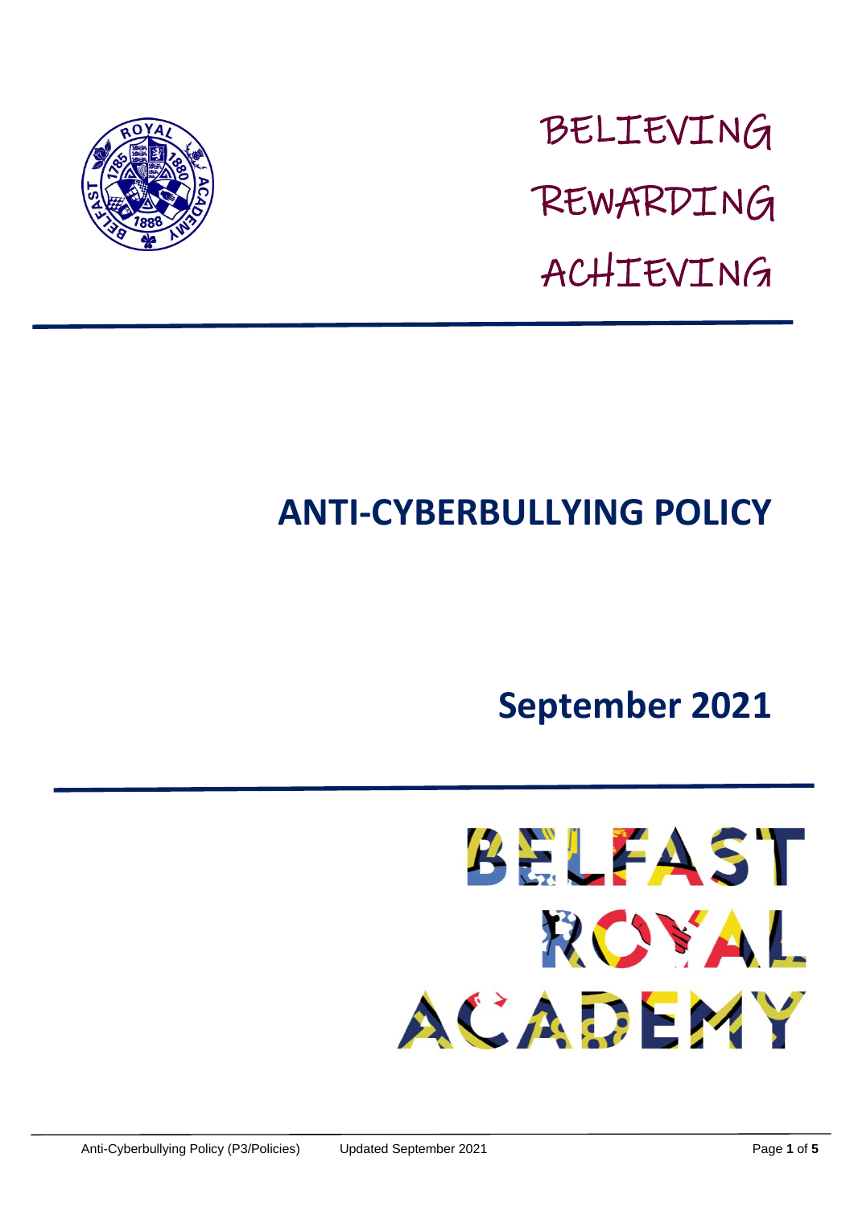BELIEVING

REWARDING

ACHIEVING

# ANTI-CYBERBULLYING POLICY

## September 2021

BELFAST ROYAL ACADEMY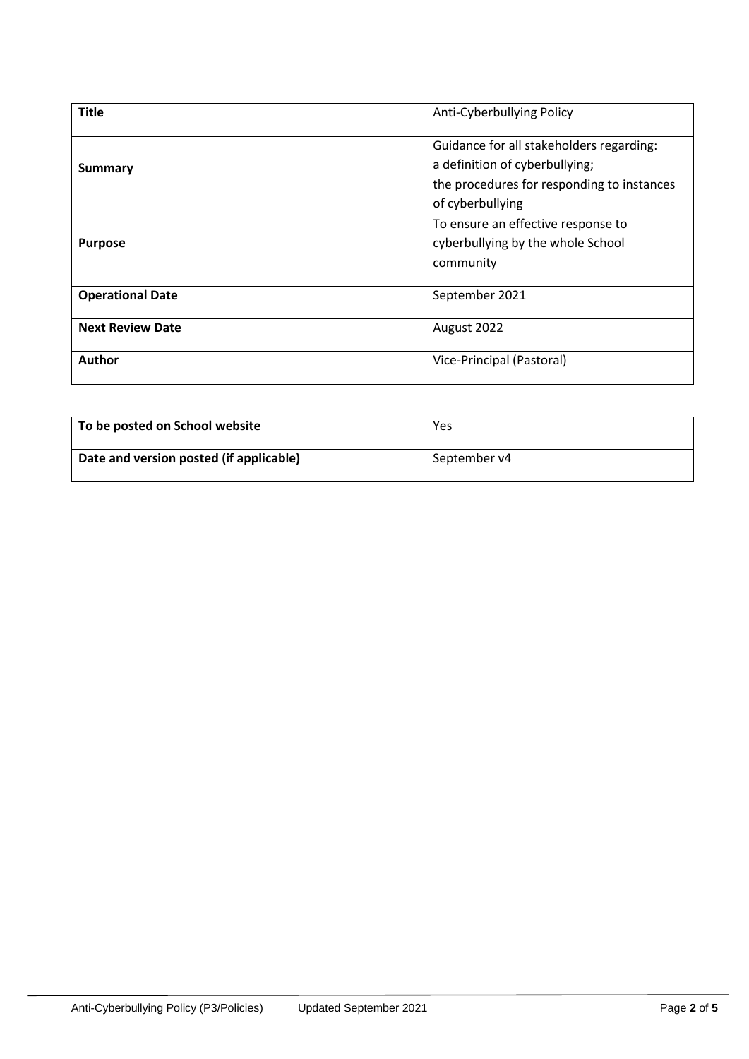| **Title** | Anti-Cyberbullying Policy |
| --- | --- |
| **Summary** | Guidance for all stakeholders regarding:<br>a definition of cyberbullying;<br>the procedures for responding to instances of cyberbullying |
| **Purpose** | To ensure an effective response to cyberbullying by the whole School community |
| **Operational Date** | September 2021 |
| **Next Review Date** | August 2022 |
| **Author** | Vice-Principal (Pastoral) |

| **To be posted on School website** | Yes |
| --- | --- |
| **Date and version posted (if applicable)** | September v4 |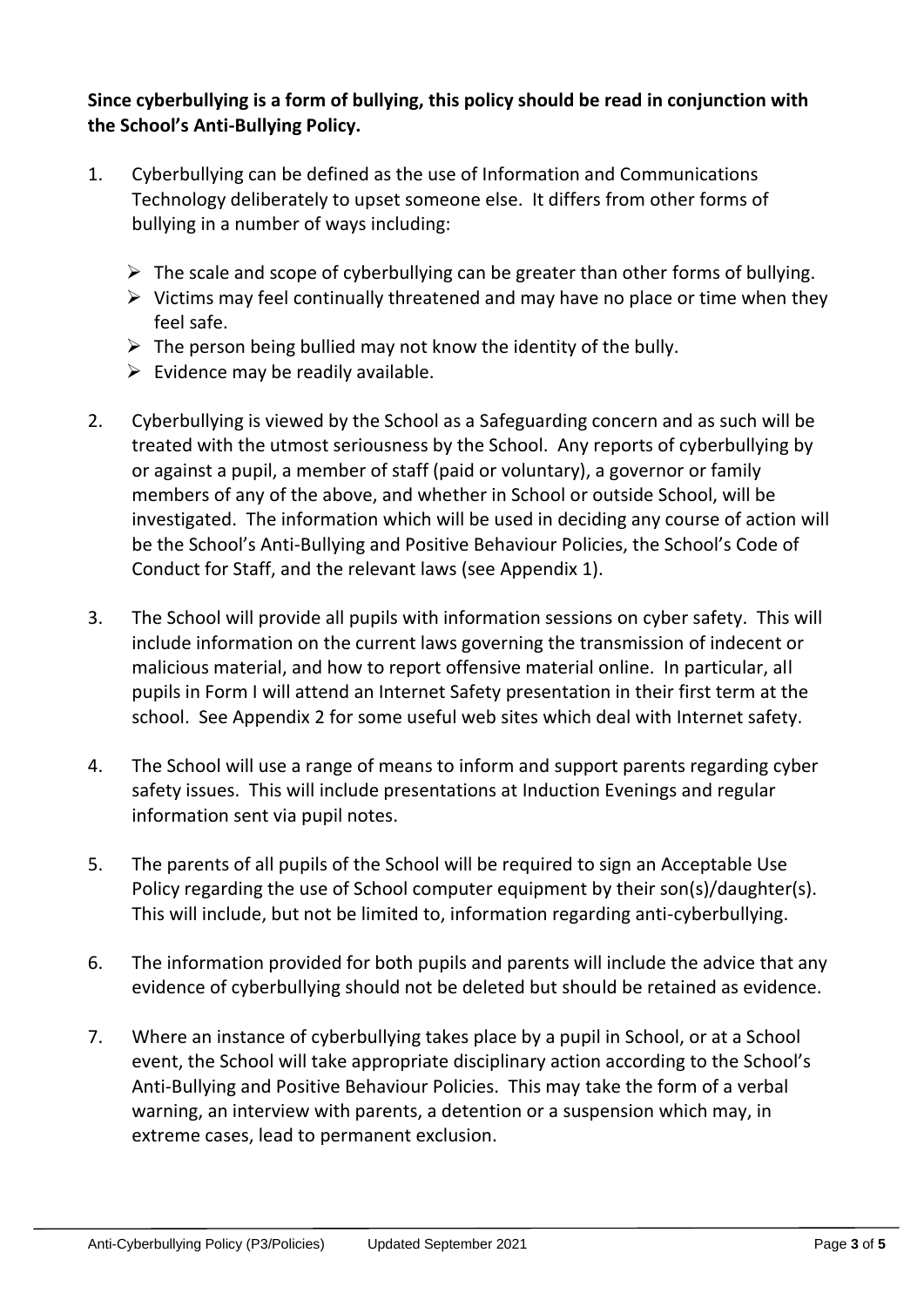**Since cyberbullying is a form of bullying, this policy should be read in conjunction with the School's Anti-Bullying Policy.**

1. Cyberbullying can be defined as the use of Information and Communications Technology deliberately to upset someone else. It differs from other forms of bullying in a number of ways including:

   - The scale and scope of cyberbullying can be greater than other forms of bullying.
   - Victims may feel continually threatened and may have no place or time when they feel safe.
   - The person being bullied may not know the identity of the bully.
   - Evidence may be readily available.

2. Cyberbullying is viewed by the School as a Safeguarding concern and as such will be treated with the utmost seriousness by the School. Any reports of cyberbullying by or against a pupil, a member of staff (paid or voluntary), a governor or family members of any of the above, and whether in School or outside School, will be investigated. The information which will be used in deciding any course of action will be the School's Anti-Bullying and Positive Behaviour Policies, the School's Code of Conduct for Staff, and the relevant laws (see Appendix 1).

3. The School will provide all pupils with information sessions on cyber safety. This will include information on the current laws governing the transmission of indecent or malicious material, and how to report offensive material online. In particular, all pupils in Form I will attend an Internet Safety presentation in their first term at the school. See Appendix 2 for some useful web sites which deal with Internet safety.

4. The School will use a range of means to inform and support parents regarding cyber safety issues. This will include presentations at Induction Evenings and regular information sent via pupil notes.

5. The parents of all pupils of the School will be required to sign an Acceptable Use Policy regarding the use of School computer equipment by their son(s)/daughter(s). This will include, but not be limited to, information regarding anti-cyberbullying.

6. The information provided for both pupils and parents will include the advice that any evidence of cyberbullying should not be deleted but should be retained as evidence.

7. Where an instance of cyberbullying takes place by a pupil in School, or at a School event, the School will take appropriate disciplinary action according to the School's Anti-Bullying and Positive Behaviour Policies. This may take the form of a verbal warning, an interview with parents, a detention or a suspension which may, in extreme cases, lead to permanent exclusion.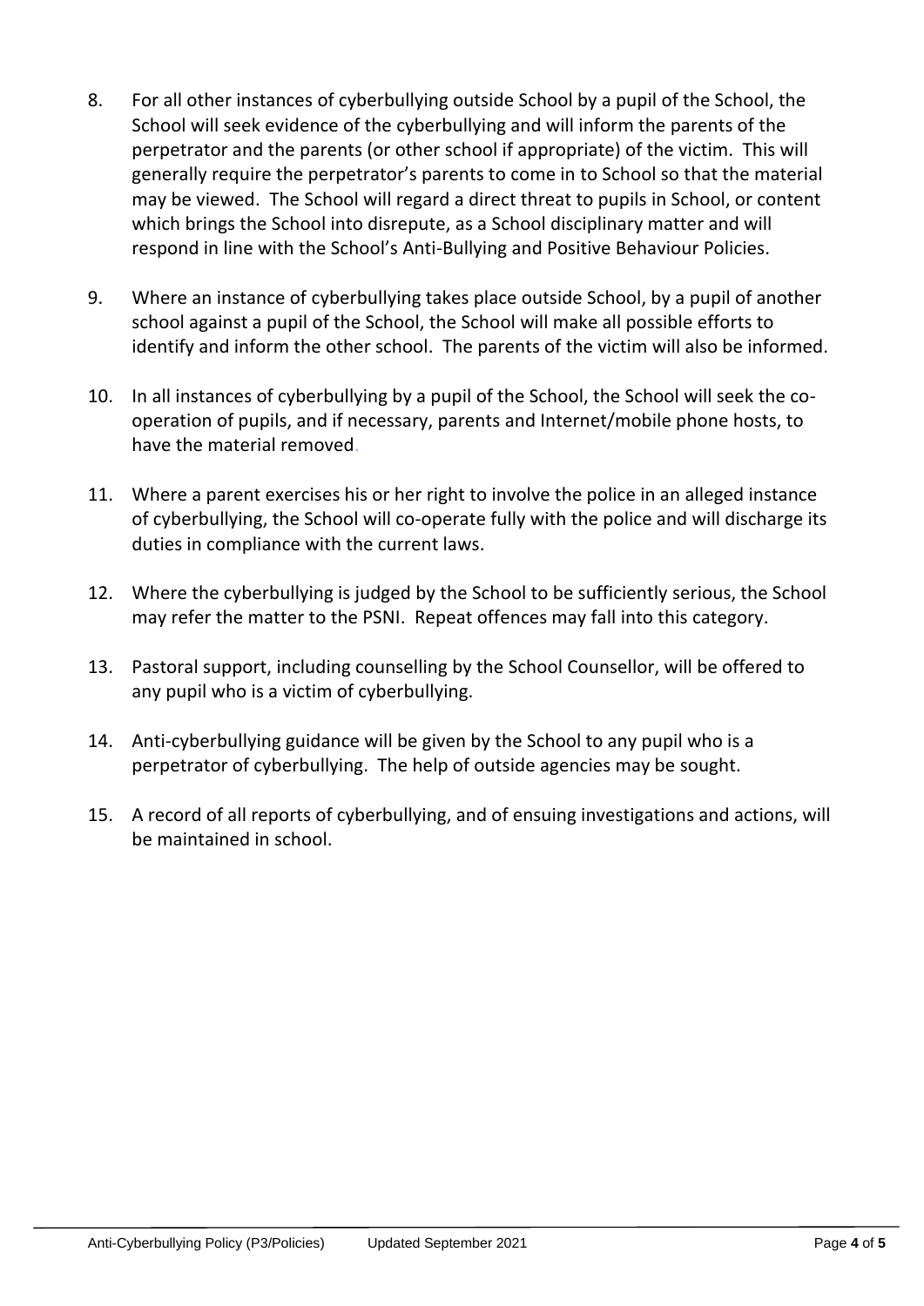8. For all other instances of cyberbullying outside School by a pupil of the School, the School will seek evidence of the cyberbullying and will inform the parents of the perpetrator and the parents (or other school if appropriate) of the victim. This will generally require the perpetrator's parents to come in to School so that the material may be viewed. The School will regard a direct threat to pupils in School, or content which brings the School into disrepute, as a School disciplinary matter and will respond in line with the School's Anti-Bullying and Positive Behaviour Policies.

9. Where an instance of cyberbullying takes place outside School, by a pupil of another school against a pupil of the School, the School will make all possible efforts to identify and inform the other school. The parents of the victim will also be informed.

10. In all instances of cyberbullying by a pupil of the School, the School will seek the co-operation of pupils, and if necessary, parents and Internet/mobile phone hosts, to have the material removed.

11. Where a parent exercises his or her right to involve the police in an alleged instance of cyberbullying, the School will co-operate fully with the police and will discharge its duties in compliance with the current laws.

12. Where the cyberbullying is judged by the School to be sufficiently serious, the School may refer the matter to the PSNI. Repeat offences may fall into this category.

13. Pastoral support, including counselling by the School Counsellor, will be offered to any pupil who is a victim of cyberbullying.

14. Anti-cyberbullying guidance will be given by the School to any pupil who is a perpetrator of cyberbullying. The help of outside agencies may be sought.

15. A record of all reports of cyberbullying, and of ensuing investigations and actions, will be maintained in school.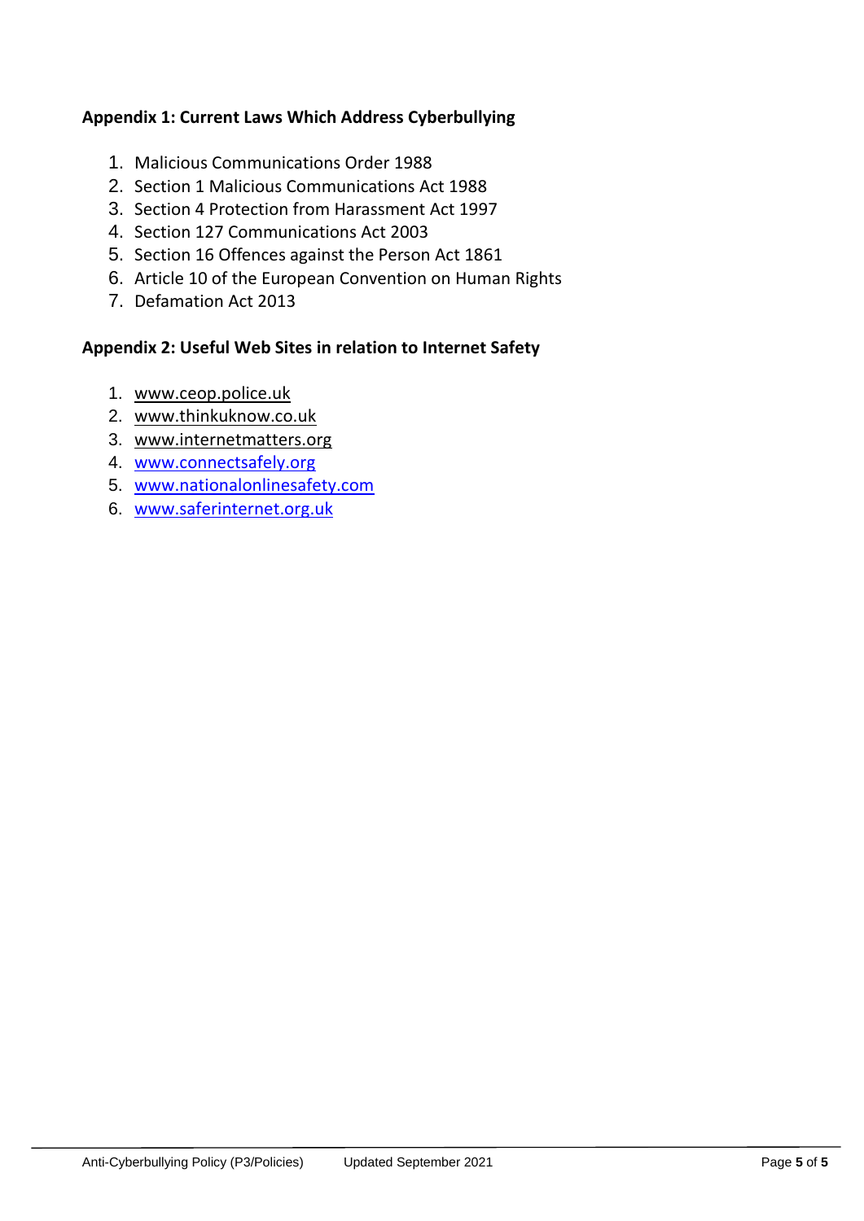**Appendix 1: Current Laws Which Address Cyberbullying**

1. Malicious Communications Order 1988
2. Section 1 Malicious Communications Act 1988
3. Section 4 Protection from Harassment Act 1997
4. Section 127 Communications Act 2003
5. Section 16 Offences against the Person Act 1861
6. Article 10 of the European Convention on Human Rights
7. Defamation Act 2013

**Appendix 2: Useful Web Sites in relation to Internet Safety**

1. www.ceop.police.uk
2. www.thinkuknow.co.uk
3. www.internetmatters.org
4. www.connectsafely.org
5. www.nationalonlinesafety.com
6. www.saferinternet.org.uk